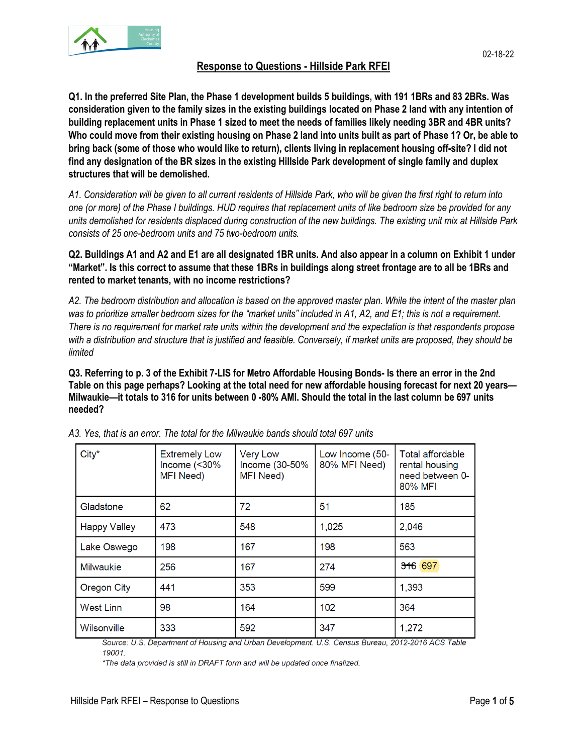02-18-22

# Response to Questions - Hillside Park RFEI

**Q1. In the preferred Site Plan, the Phase 1 development builds 5 buildings, with 191 1BRs and 83 2BRs. Was consideration given to the family sizes in the existing buildings located on Phase 2 land with any intention of building replacement units in Phase 1 sized to meet the needs of families likely needing 3BR and 4BR units? Who could move from their existing housing on Phase 2 land into units built as part of Phase 1? Or, be able to bring back (some of those who would like to return), clients living in replacement housing off-site? I did not find any designation of the BR sizes in the existing Hillside Park development of single family and duplex structures that will be demolished.**

*A1. Consideration will be given to all current residents of Hillside Park, who will be given the first right to return into one (or more) of the Phase I buildings. HUD requires that replacement units of like bedroom size be provided for any units demolished for residents displaced during construction of the new buildings. The existing unit mix at Hillside Park consists of 25 one-bedroom units and 75 two-bedroom units.*

**Q2. Buildings A1 and A2 and E1 are all designated 1BR units. And also appear in a column on Exhibit 1 under "Market". Is this correct to assume that these 1BRs in buildings along street frontage are to all be 1BRs and rented to market tenants, with no income restrictions?**

*A2. The bedroom distribution and allocation is based on the approved master plan. While the intent of the master plan was to prioritize smaller bedroom sizes for the "market units" included in A1, A2, and E1; this is not a requirement. There is no requirement for market rate units within the development and the expectation is that respondents propose with a distribution and structure that is justified and feasible. Conversely, if market units are proposed, they should be limited*

**Q3. Referring to p. 3 of the Exhibit 7-LIS for Metro Affordable Housing Bonds- Is there an error in the 2nd Table on this page perhaps? Looking at the total need for new affordable housing forecast for next 20 years—Milwaukie—it totals to 316 for units between 0 -80% AMI. Should the total in the last column be 697 units needed?**

*A3. Yes, that is an error. The total for the Milwaukie bands should total 697 units*

| City* | Extremely Low Income (<30% MFI Need) | Very Low Income (30-50% MFI Need) | Low Income (50-80% MFI Need) | Total affordable rental housing need between 0-80% MFI |
|---|---|---|---|---|
| Gladstone | 62 | 72 | 51 | 185 |
| Happy Valley | 473 | 548 | 1,025 | 2,046 |
| Lake Oswego | 198 | 167 | 198 | 563 |
| Milwaukie | 256 | 167 | 274 | ~~316~~ 697 |
| Oregon City | 441 | 353 | 599 | 1,393 |
| West Linn | 98 | 164 | 102 | 364 |
| Wilsonville | 333 | 592 | 347 | 1,272 |

*Source: U.S. Department of Housing and Urban Development. U.S. Census Bureau, 2012-2016 ACS Table 19001.*

*\*The data provided is still in DRAFT form and will be updated once finalized.*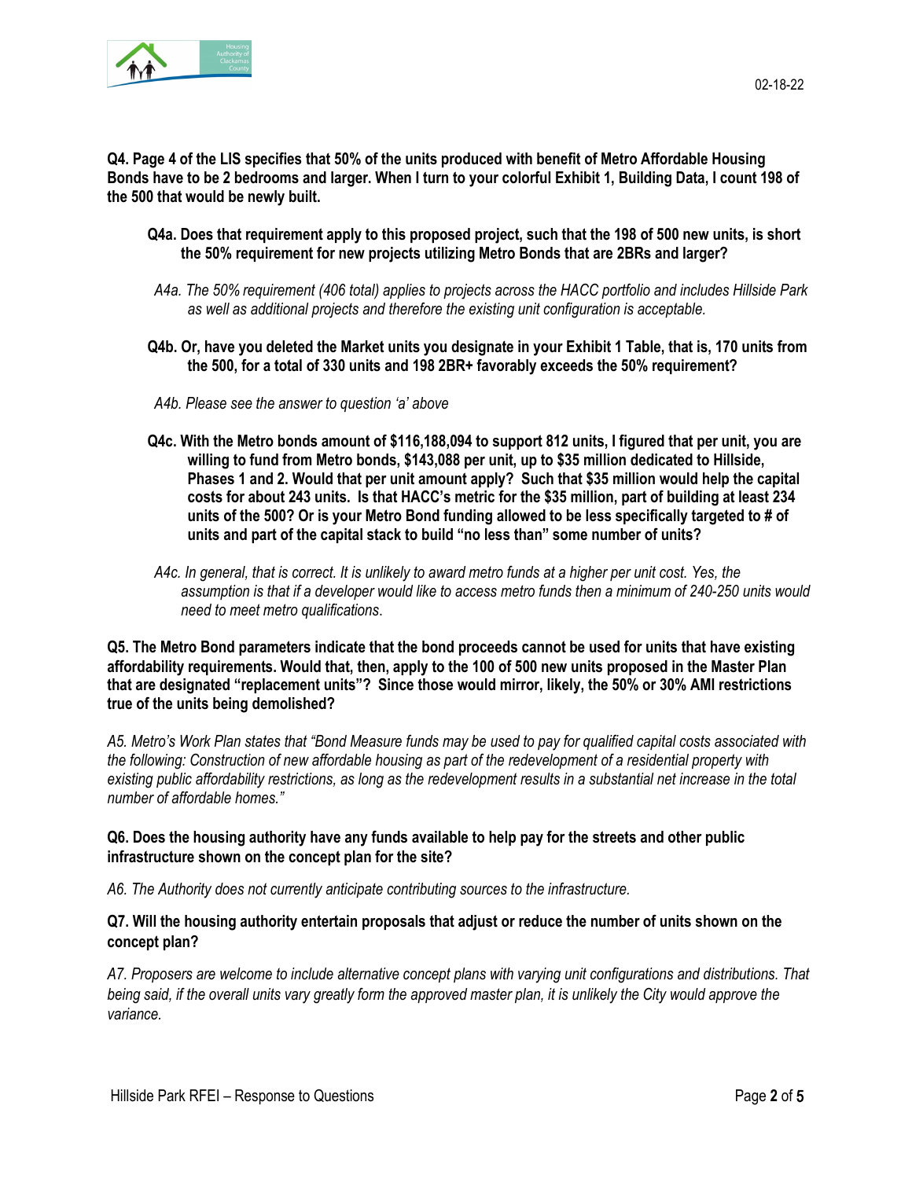**Q4. Page 4 of the LIS specifies that 50% of the units produced with benefit of Metro Affordable Housing Bonds have to be 2 bedrooms and larger. When I turn to your colorful Exhibit 1, Building Data, I count 198 of the 500 that would be newly built.**

**Q4a. Does that requirement apply to this proposed project, such that the 198 of 500 new units, is short the 50% requirement for new projects utilizing Metro Bonds that are 2BRs and larger?**

*A4a. The 50% requirement (406 total) applies to projects across the HACC portfolio and includes Hillside Park as well as additional projects and therefore the existing unit configuration is acceptable.*

**Q4b. Or, have you deleted the Market units you designate in your Exhibit 1 Table, that is, 170 units from the 500, for a total of 330 units and 198 2BR+ favorably exceeds the 50% requirement?**

*A4b. Please see the answer to question 'a' above*

**Q4c. With the Metro bonds amount of $116,188,094 to support 812 units, I figured that per unit, you are willing to fund from Metro bonds, $143,088 per unit, up to $35 million dedicated to Hillside, Phases 1 and 2. Would that per unit amount apply? Such that $35 million would help the capital costs for about 243 units. Is that HACC's metric for the $35 million, part of building at least 234 units of the 500? Or is your Metro Bond funding allowed to be less specifically targeted to # of units and part of the capital stack to build "no less than" some number of units?**

*A4c. In general, that is correct. It is unlikely to award metro funds at a higher per unit cost. Yes, the assumption is that if a developer would like to access metro funds then a minimum of 240-250 units would need to meet metro qualifications.*

**Q5. The Metro Bond parameters indicate that the bond proceeds cannot be used for units that have existing affordability requirements. Would that, then, apply to the 100 of 500 new units proposed in the Master Plan that are designated "replacement units"? Since those would mirror, likely, the 50% or 30% AMI restrictions true of the units being demolished?**

*A5. Metro's Work Plan states that "Bond Measure funds may be used to pay for qualified capital costs associated with the following: Construction of new affordable housing as part of the redevelopment of a residential property with existing public affordability restrictions, as long as the redevelopment results in a substantial net increase in the total number of affordable homes."*

**Q6. Does the housing authority have any funds available to help pay for the streets and other public infrastructure shown on the concept plan for the site?**

*A6. The Authority does not currently anticipate contributing sources to the infrastructure.*

**Q7. Will the housing authority entertain proposals that adjust or reduce the number of units shown on the concept plan?**

*A7. Proposers are welcome to include alternative concept plans with varying unit configurations and distributions. That being said, if the overall units vary greatly form the approved master plan, it is unlikely the City would approve the variance.*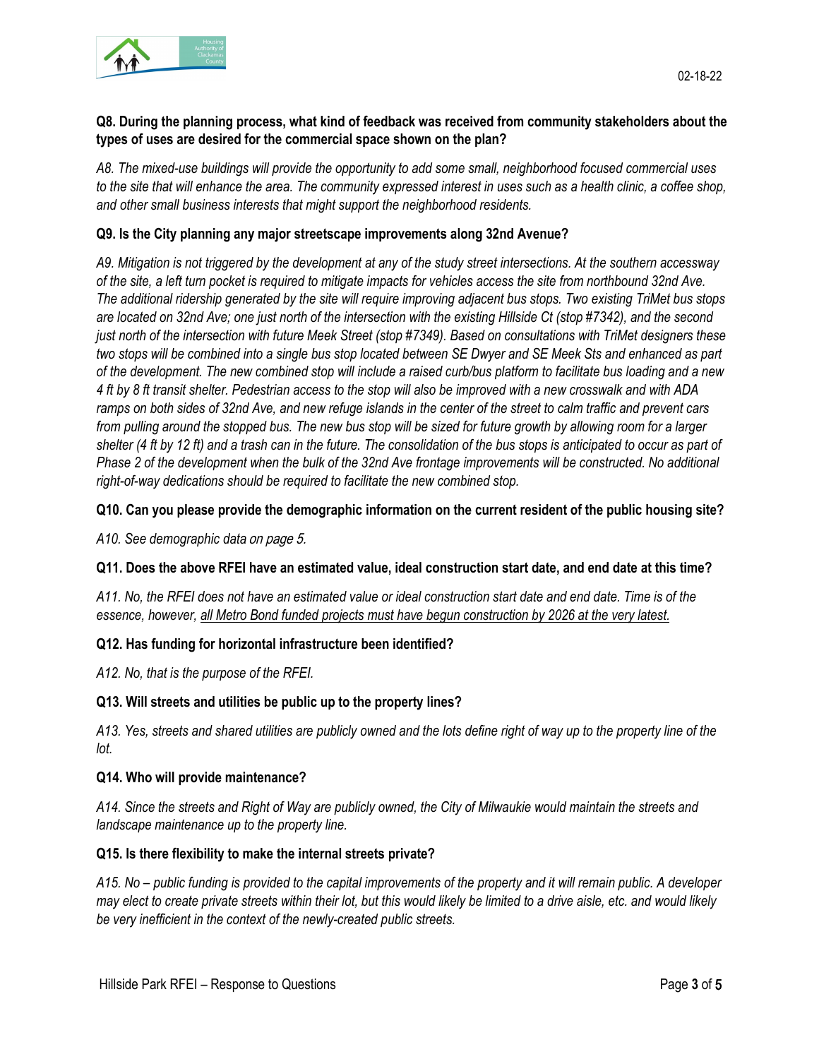**Q8. During the planning process, what kind of feedback was received from community stakeholders about the types of uses are desired for the commercial space shown on the plan?**

*A8. The mixed-use buildings will provide the opportunity to add some small, neighborhood focused commercial uses to the site that will enhance the area. The community expressed interest in uses such as a health clinic, a coffee shop, and other small business interests that might support the neighborhood residents.*

**Q9. Is the City planning any major streetscape improvements along 32nd Avenue?**

*A9. Mitigation is not triggered by the development at any of the study street intersections. At the southern accessway of the site, a left turn pocket is required to mitigate impacts for vehicles access the site from northbound 32nd Ave. The additional ridership generated by the site will require improving adjacent bus stops. Two existing TriMet bus stops are located on 32nd Ave; one just north of the intersection with the existing Hillside Ct (stop #7342), and the second just north of the intersection with future Meek Street (stop #7349). Based on consultations with TriMet designers these two stops will be combined into a single bus stop located between SE Dwyer and SE Meek Sts and enhanced as part of the development. The new combined stop will include a raised curb/bus platform to facilitate bus loading and a new 4 ft by 8 ft transit shelter. Pedestrian access to the stop will also be improved with a new crosswalk and with ADA ramps on both sides of 32nd Ave, and new refuge islands in the center of the street to calm traffic and prevent cars from pulling around the stopped bus. The new bus stop will be sized for future growth by allowing room for a larger shelter (4 ft by 12 ft) and a trash can in the future. The consolidation of the bus stops is anticipated to occur as part of Phase 2 of the development when the bulk of the 32nd Ave frontage improvements will be constructed. No additional right-of-way dedications should be required to facilitate the new combined stop.*

**Q10. Can you please provide the demographic information on the current resident of the public housing site?**

*A10. See demographic data on page 5.*

**Q11. Does the above RFEI have an estimated value, ideal construction start date, and end date at this time?**

*A11. No, the RFEI does not have an estimated value or ideal construction start date and end date. Time is of the essence, however, all Metro Bond funded projects must have begun construction by 2026 at the very latest.*

**Q12. Has funding for horizontal infrastructure been identified?**

*A12. No, that is the purpose of the RFEI.*

**Q13. Will streets and utilities be public up to the property lines?**

*A13. Yes, streets and shared utilities are publicly owned and the lots define right of way up to the property line of the lot.*

**Q14. Who will provide maintenance?**

*A14. Since the streets and Right of Way are publicly owned, the City of Milwaukie would maintain the streets and landscape maintenance up to the property line.*

**Q15. Is there flexibility to make the internal streets private?**

*A15. No – public funding is provided to the capital improvements of the property and it will remain public. A developer may elect to create private streets within their lot, but this would likely be limited to a drive aisle, etc. and would likely be very inefficient in the context of the newly-created public streets.*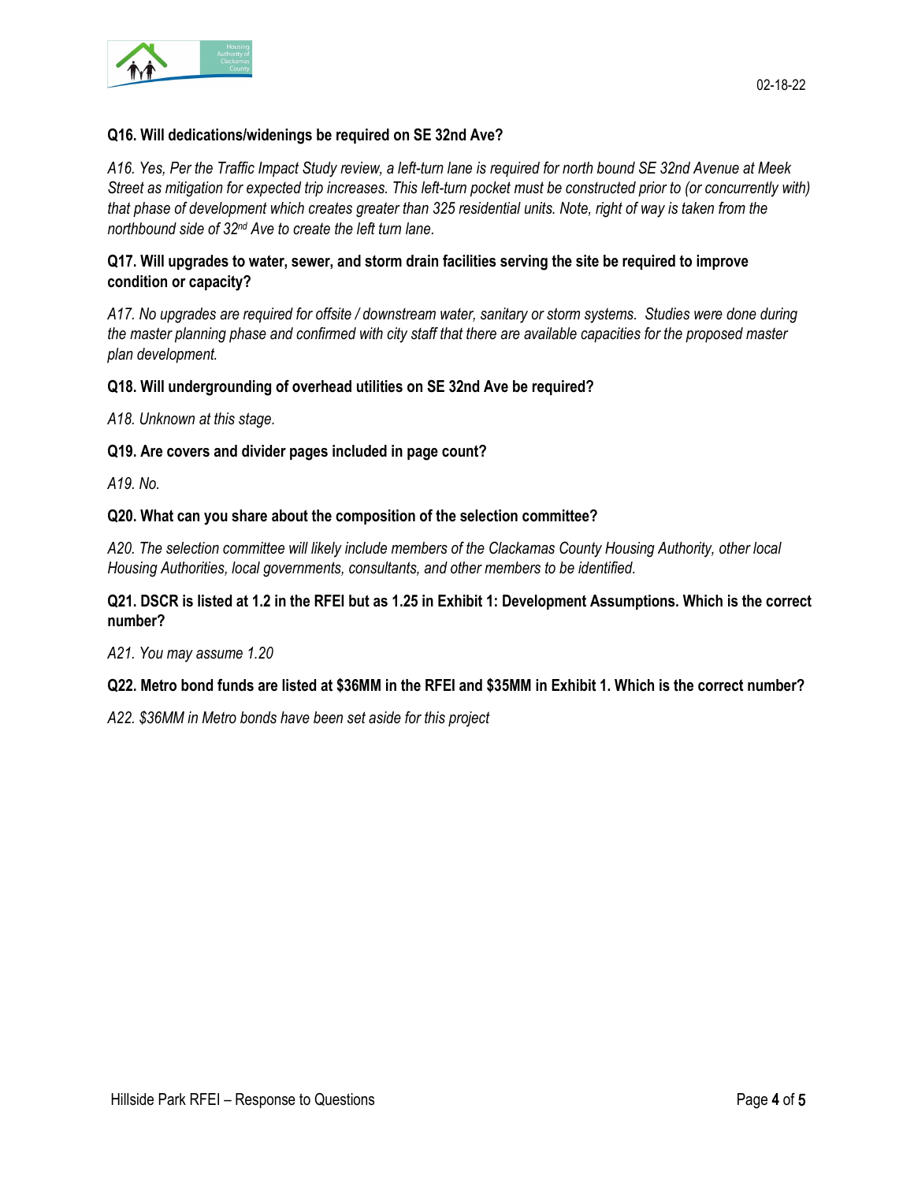**Q16. Will dedications/widenings be required on SE 32nd Ave?**

*A16. Yes, Per the Traffic Impact Study review, a left-turn lane is required for north bound SE 32nd Avenue at Meek Street as mitigation for expected trip increases. This left-turn pocket must be constructed prior to (or concurrently with) that phase of development which creates greater than 325 residential units. Note, right of way is taken from the northbound side of 32nd Ave to create the left turn lane.*

**Q17. Will upgrades to water, sewer, and storm drain facilities serving the site be required to improve condition or capacity?**

*A17. No upgrades are required for offsite / downstream water, sanitary or storm systems. Studies were done during the master planning phase and confirmed with city staff that there are available capacities for the proposed master plan development.*

**Q18. Will undergrounding of overhead utilities on SE 32nd Ave be required?**

*A18. Unknown at this stage.*

**Q19. Are covers and divider pages included in page count?**

*A19. No.*

**Q20. What can you share about the composition of the selection committee?**

*A20. The selection committee will likely include members of the Clackamas County Housing Authority, other local Housing Authorities, local governments, consultants, and other members to be identified.*

**Q21. DSCR is listed at 1.2 in the RFEI but as 1.25 in Exhibit 1: Development Assumptions. Which is the correct number?**

*A21. You may assume 1.20*

**Q22. Metro bond funds are listed at $36MM in the RFEI and $35MM in Exhibit 1. Which is the correct number?**

*A22. $36MM in Metro bonds have been set aside for this project*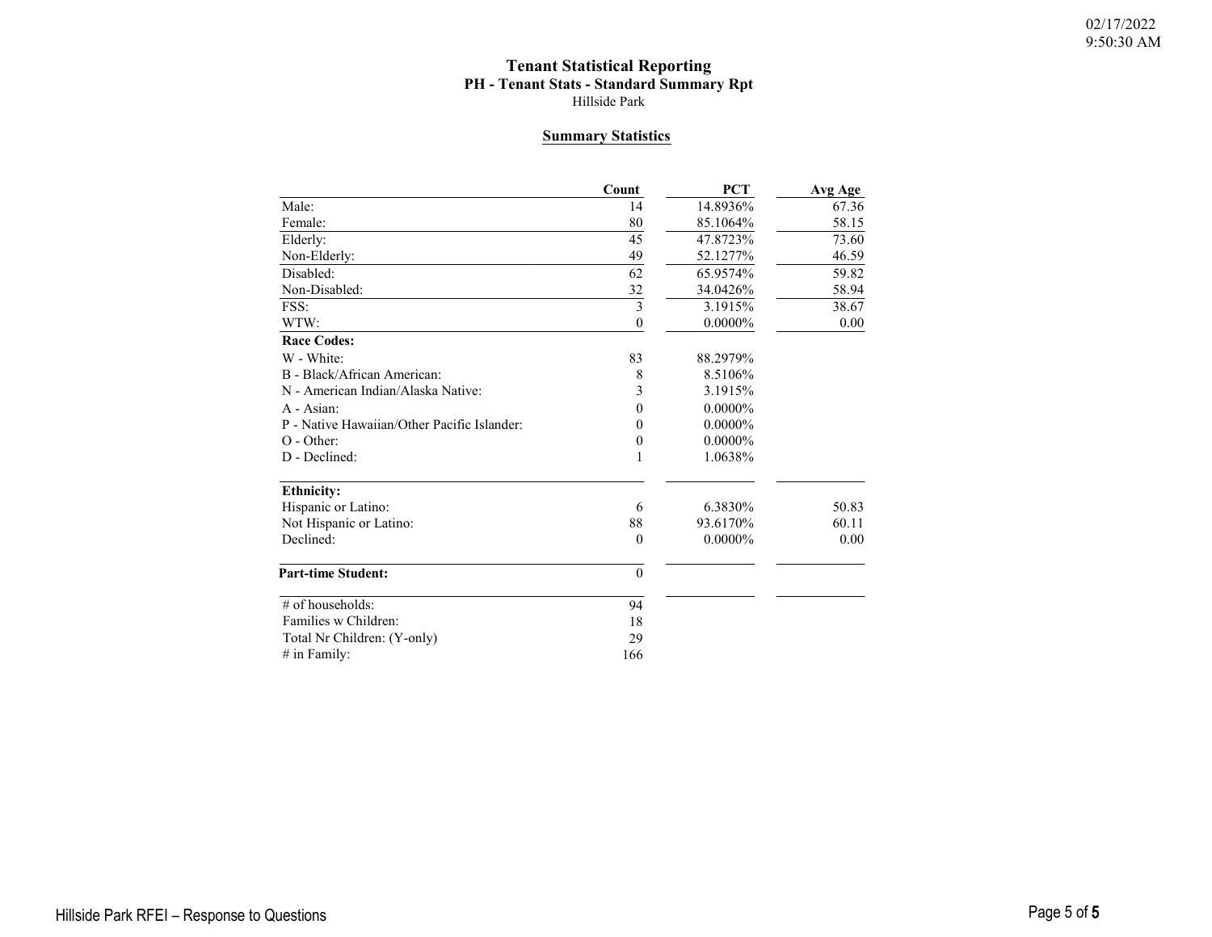02/17/2022
9:50:30 AM

# Tenant Statistical Reporting

## PH - Tenant Stats - Standard Summary Rpt

Hillside Park

### Summary Statistics

| | Count | PCT | Avg Age |
|---|---|---|---|
| Male: | 14 | 14.8936% | 67.36 |
| Female: | 80 | 85.1064% | 58.15 |
| Elderly: | 45 | 47.8723% | 73.60 |
| Non-Elderly: | 49 | 52.1277% | 46.59 |
| Disabled: | 62 | 65.9574% | 59.82 |
| Non-Disabled: | 32 | 34.0426% | 58.94 |
| FSS: | 3 | 3.1915% | 38.67 |
| WTW: | 0 | 0.0000% | 0.00 |
| **Race Codes:** | | | |
| W - White: | 83 | 88.2979% | |
| B - Black/African American: | 8 | 8.5106% | |
| N - American Indian/Alaska Native: | 3 | 3.1915% | |
| A - Asian: | 0 | 0.0000% | |
| P - Native Hawaiian/Other Pacific Islander: | 0 | 0.0000% | |
| O - Other: | 0 | 0.0000% | |
| D - Declined: | 1 | 1.0638% | |
| **Ethnicity:** | | | |
| Hispanic or Latino: | 6 | 6.3830% | 50.83 |
| Not Hispanic or Latino: | 88 | 93.6170% | 60.11 |
| Declined: | 0 | 0.0000% | 0.00 |
| **Part-time Student:** | 0 | | |
| # of households: | 94 | | |
| Families w Children: | 18 | | |
| Total Nr Children: (Y-only) | 29 | | |
| # in Family: | 166 | | |